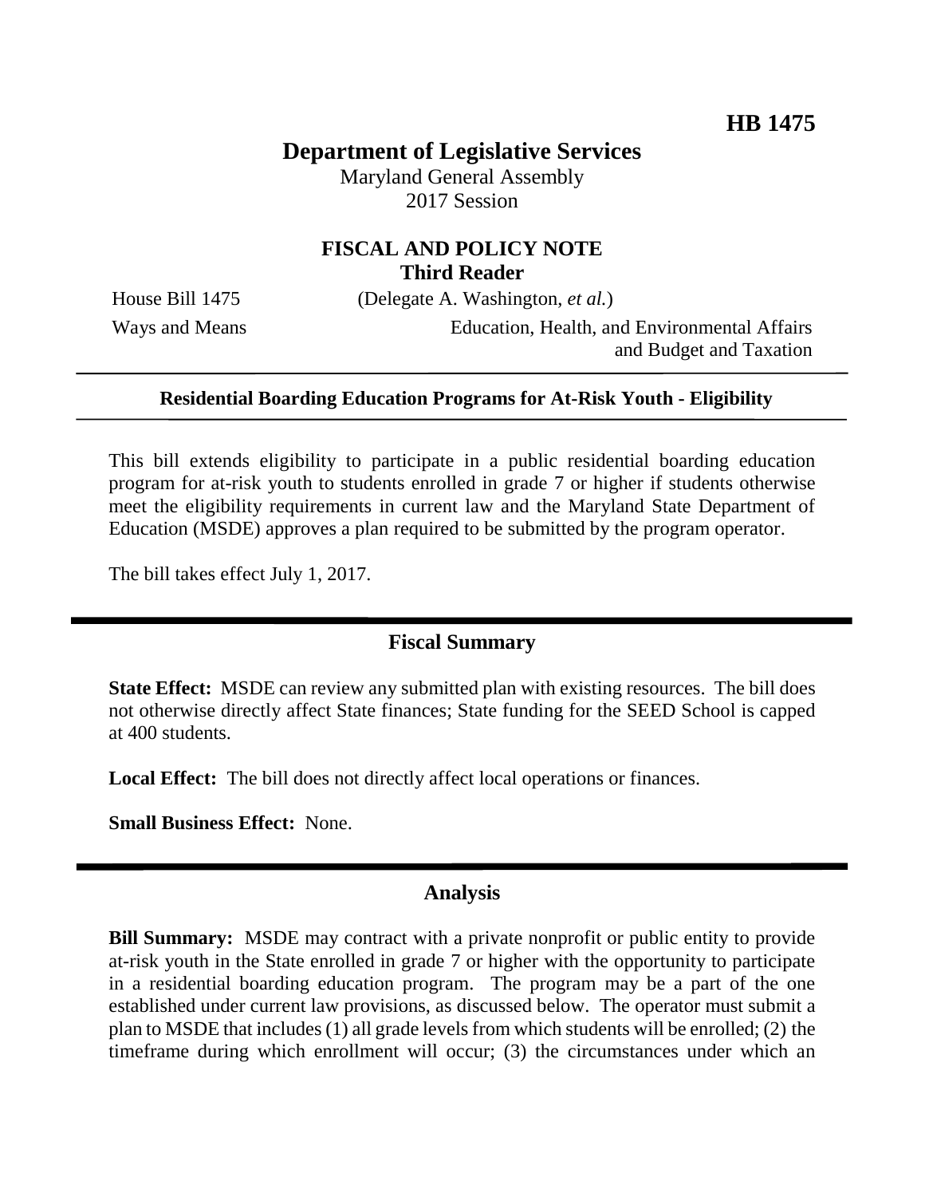**HB 1475**

# Department of Legislative Services

Maryland General Assembly
2017 Session

## FISCAL AND POLICY NOTE
**Third Reader**

House Bill 1475 (Delegate A. Washington, *et al.*)

Ways and Means — Education, Health, and Environmental Affairs and Budget and Taxation

---

**Residential Boarding Education Programs for At-Risk Youth - Eligibility**

---

This bill extends eligibility to participate in a public residential boarding education program for at-risk youth to students enrolled in grade 7 or higher if students otherwise meet the eligibility requirements in current law and the Maryland State Department of Education (MSDE) approves a plan required to be submitted by the program operator.

The bill takes effect July 1, 2017.

## Fiscal Summary

**State Effect:** MSDE can review any submitted plan with existing resources. The bill does not otherwise directly affect State finances; State funding for the SEED School is capped at 400 students.

**Local Effect:** The bill does not directly affect local operations or finances.

**Small Business Effect:** None.

## Analysis

**Bill Summary:** MSDE may contract with a private nonprofit or public entity to provide at-risk youth in the State enrolled in grade 7 or higher with the opportunity to participate in a residential boarding education program. The program may be a part of the one established under current law provisions, as discussed below. The operator must submit a plan to MSDE that includes (1) all grade levels from which students will be enrolled; (2) the timeframe during which enrollment will occur; (3) the circumstances under which an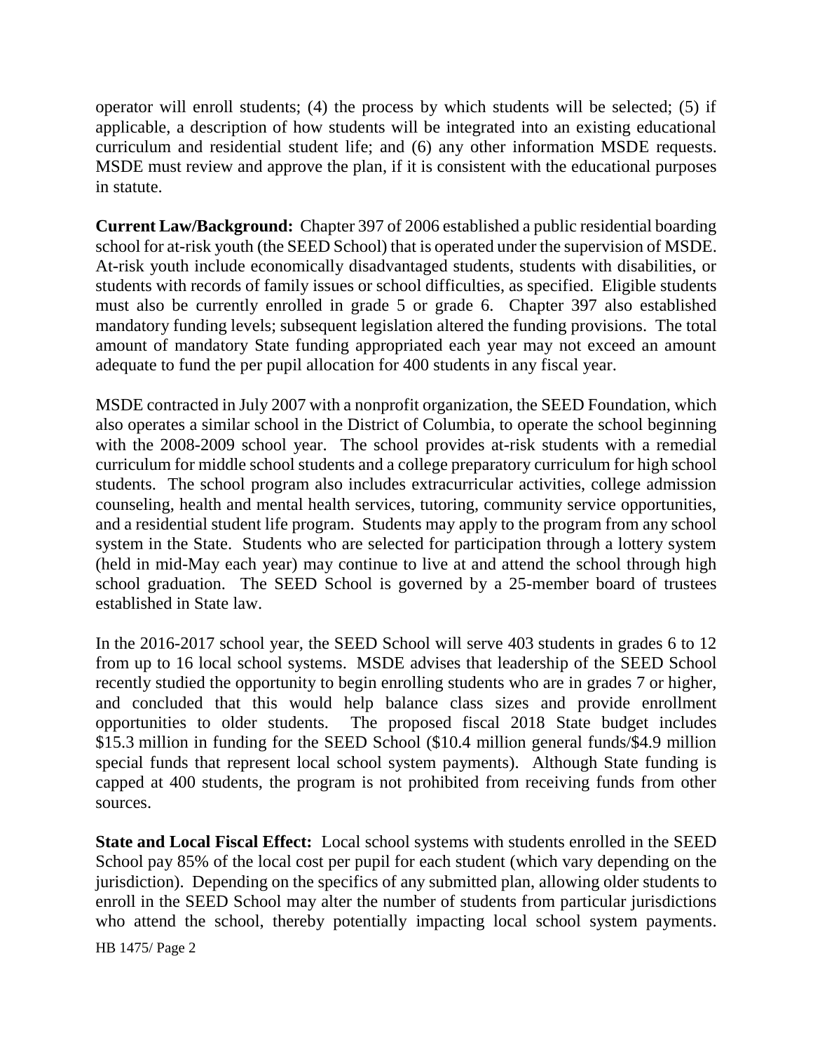operator will enroll students; (4) the process by which students will be selected; (5) if applicable, a description of how students will be integrated into an existing educational curriculum and residential student life; and (6) any other information MSDE requests. MSDE must review and approve the plan, if it is consistent with the educational purposes in statute.

**Current Law/Background:** Chapter 397 of 2006 established a public residential boarding school for at-risk youth (the SEED School) that is operated under the supervision of MSDE. At-risk youth include economically disadvantaged students, students with disabilities, or students with records of family issues or school difficulties, as specified. Eligible students must also be currently enrolled in grade 5 or grade 6. Chapter 397 also established mandatory funding levels; subsequent legislation altered the funding provisions. The total amount of mandatory State funding appropriated each year may not exceed an amount adequate to fund the per pupil allocation for 400 students in any fiscal year.

MSDE contracted in July 2007 with a nonprofit organization, the SEED Foundation, which also operates a similar school in the District of Columbia, to operate the school beginning with the 2008-2009 school year. The school provides at-risk students with a remedial curriculum for middle school students and a college preparatory curriculum for high school students. The school program also includes extracurricular activities, college admission counseling, health and mental health services, tutoring, community service opportunities, and a residential student life program. Students may apply to the program from any school system in the State. Students who are selected for participation through a lottery system (held in mid-May each year) may continue to live at and attend the school through high school graduation. The SEED School is governed by a 25-member board of trustees established in State law.

In the 2016-2017 school year, the SEED School will serve 403 students in grades 6 to 12 from up to 16 local school systems. MSDE advises that leadership of the SEED School recently studied the opportunity to begin enrolling students who are in grades 7 or higher, and concluded that this would help balance class sizes and provide enrollment opportunities to older students. The proposed fiscal 2018 State budget includes $15.3 million in funding for the SEED School ($10.4 million general funds/$4.9 million special funds that represent local school system payments). Although State funding is capped at 400 students, the program is not prohibited from receiving funds from other sources.

**State and Local Fiscal Effect:** Local school systems with students enrolled in the SEED School pay 85% of the local cost per pupil for each student (which vary depending on the jurisdiction). Depending on the specifics of any submitted plan, allowing older students to enroll in the SEED School may alter the number of students from particular jurisdictions who attend the school, thereby potentially impacting local school system payments.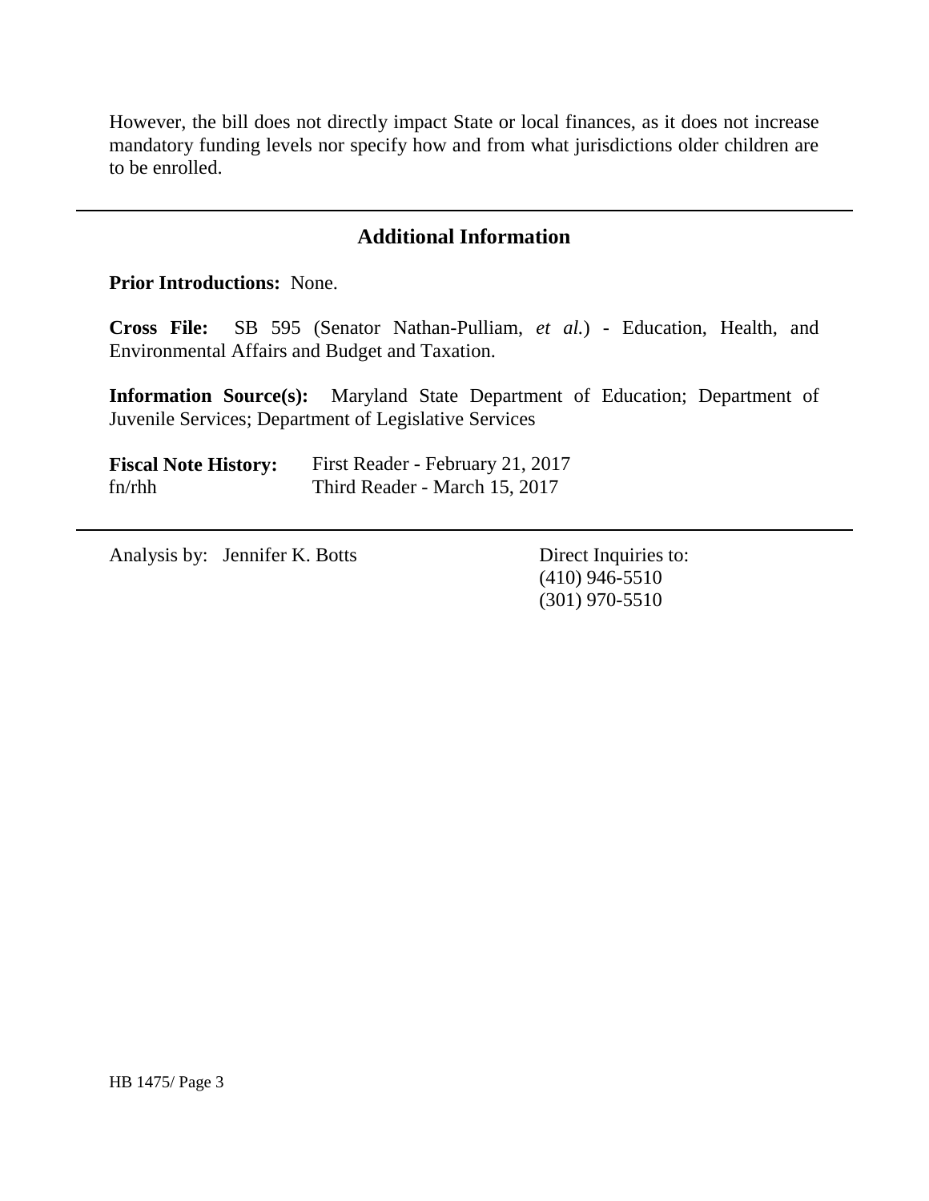However, the bill does not directly impact State or local finances, as it does not increase mandatory funding levels nor specify how and from what jurisdictions older children are to be enrolled.

---

## Additional Information

**Prior Introductions:** None.

**Cross File:** SB 595 (Senator Nathan-Pulliam, *et al.*) - Education, Health, and Environmental Affairs and Budget and Taxation.

**Information Source(s):** Maryland State Department of Education; Department of Juvenile Services; Department of Legislative Services

**Fiscal Note History:** First Reader - February 21, 2017
fn/rhh Third Reader - March 15, 2017

---

Analysis by: Jennifer K. Botts

Direct Inquiries to:
(410) 946-5510
(301) 970-5510